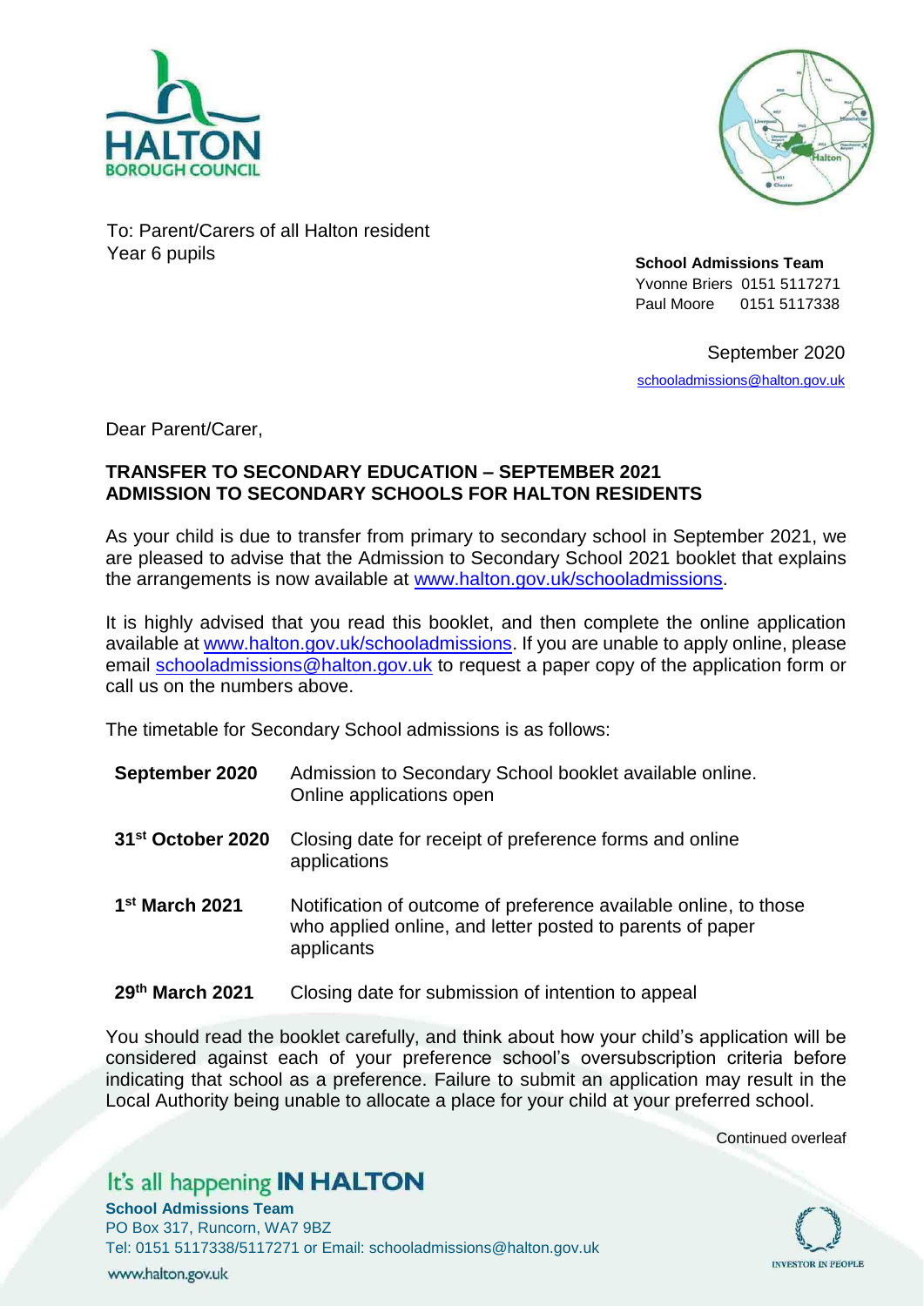To: Parent/Carers of all Halton resident Year 6 pupils

**School Admissions Team**
Yvonne Briers 0151 5117271
Paul Moore 0151 5117338

September 2020

schooladmissions@halton.gov.uk

Dear Parent/Carer,

**TRANSFER TO SECONDARY EDUCATION – SEPTEMBER 2021**
**ADMISSION TO SECONDARY SCHOOLS FOR HALTON RESIDENTS**

As your child is due to transfer from primary to secondary school in September 2021, we are pleased to advise that the Admission to Secondary School 2021 booklet that explains the arrangements is now available at www.halton.gov.uk/schooladmissions.

It is highly advised that you read this booklet, and then complete the online application available at www.halton.gov.uk/schooladmissions. If you are unable to apply online, please email schooladmissions@halton.gov.uk to request a paper copy of the application form or call us on the numbers above.

The timetable for Secondary School admissions is as follows:

| | |
|---|---|
| **September 2020** | Admission to Secondary School booklet available online. Online applications open |
| **31st October 2020** | Closing date for receipt of preference forms and online applications |
| **1st March 2021** | Notification of outcome of preference available online, to those who applied online, and letter posted to parents of paper applicants |
| **29th March 2021** | Closing date for submission of intention to appeal |

You should read the booklet carefully, and think about how your child's application will be considered against each of your preference school's oversubscription criteria before indicating that school as a preference. Failure to submit an application may result in the Local Authority being unable to allocate a place for your child at your preferred school.

Continued overleaf

It's all happening **IN HALTON**

**School Admissions Team**
PO Box 317, Runcorn, WA7 9BZ
Tel: 0151 5117338/5117271 or Email: schooladmissions@halton.gov.uk
www.halton.gov.uk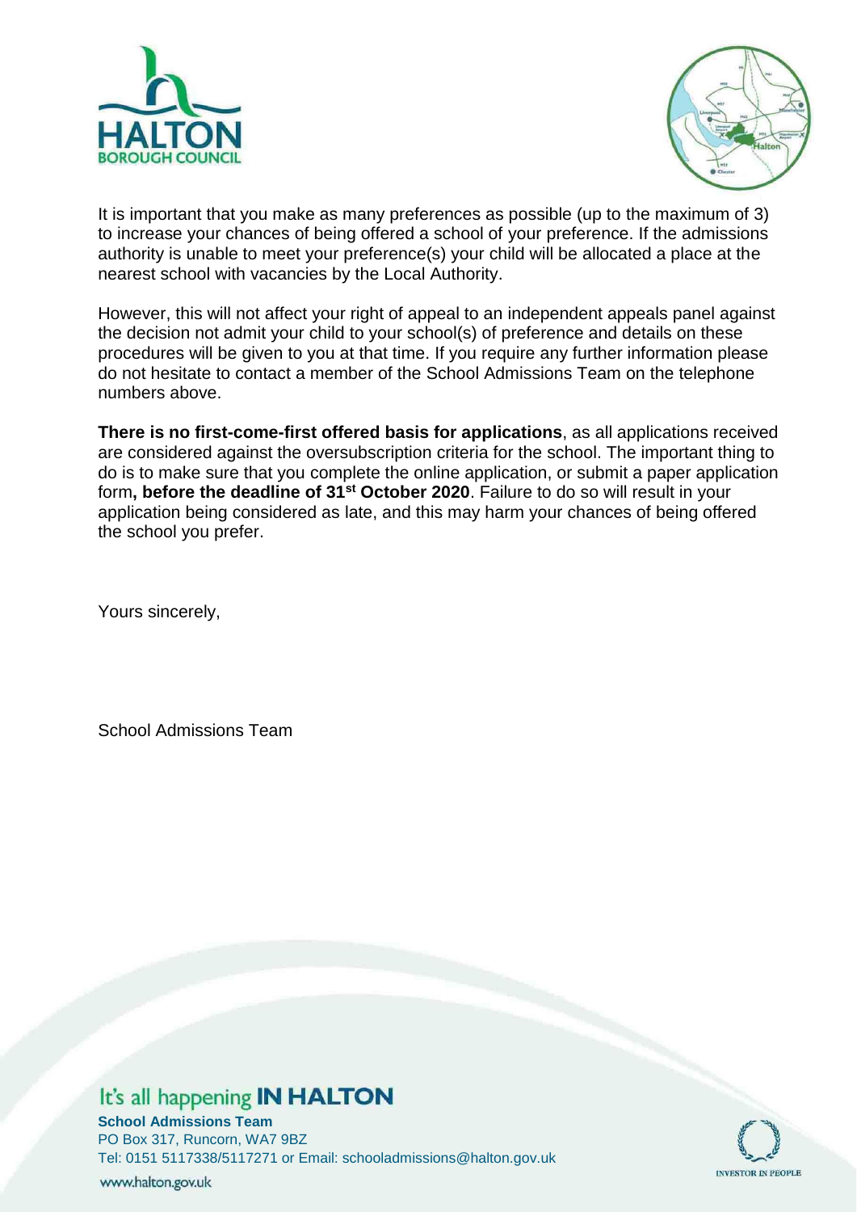It is important that you make as many preferences as possible (up to the maximum of 3) to increase your chances of being offered a school of your preference. If the admissions authority is unable to meet your preference(s) your child will be allocated a place at the nearest school with vacancies by the Local Authority.

However, this will not affect your right of appeal to an independent appeals panel against the decision not admit your child to your school(s) of preference and details on these procedures will be given to you at that time. If you require any further information please do not hesitate to contact a member of the School Admissions Team on the telephone numbers above.

**There is no first-come-first offered basis for applications**, as all applications received are considered against the oversubscription criteria for the school. The important thing to do is to make sure that you complete the online application, or submit a paper application form**, before the deadline of 31st October 2020**. Failure to do so will result in your application being considered as late, and this may harm your chances of being offered the school you prefer.

Yours sincerely,

School Admissions Team

It's all happening **IN HALTON**

**School Admissions Team**
PO Box 317, Runcorn, WA7 9BZ
Tel: 0151 5117338/5117271 or Email: schooladmissions@halton.gov.uk
www.halton.gov.uk